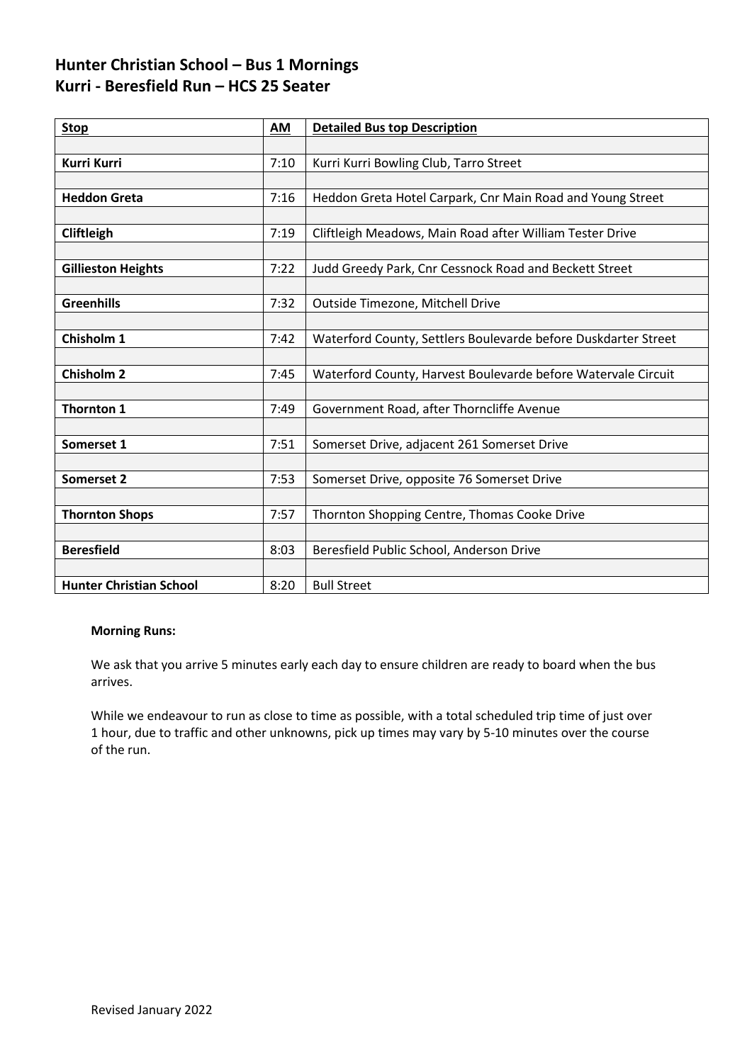## Hunter Christian School – Bus 1 Mornings
## Kurri - Beresfield Run – HCS 25 Seater

| Stop | AM | Detailed Bus top Description |
|---|---|---|
| | | |
| **Kurri Kurri** | 7:10 | Kurri Kurri Bowling Club, Tarro Street |
| | | |
| **Heddon Greta** | 7:16 | Heddon Greta Hotel Carpark, Cnr Main Road and Young Street |
| | | |
| **Cliftleigh** | 7:19 | Cliftleigh Meadows, Main Road after William Tester Drive |
| | | |
| **Gillieston Heights** | 7:22 | Judd Greedy Park, Cnr Cessnock Road and Beckett Street |
| | | |
| **Greenhills** | 7:32 | Outside Timezone, Mitchell Drive |
| | | |
| **Chisholm 1** | 7:42 | Waterford County, Settlers Boulevarde before Duskdarter Street |
| | | |
| **Chisholm 2** | 7:45 | Waterford County, Harvest Boulevarde before Watervale Circuit |
| | | |
| **Thornton 1** | 7:49 | Government Road, after Thorncliffe Avenue |
| | | |
| **Somerset 1** | 7:51 | Somerset Drive, adjacent 261 Somerset Drive |
| | | |
| **Somerset 2** | 7:53 | Somerset Drive, opposite 76 Somerset Drive |
| | | |
| **Thornton Shops** | 7:57 | Thornton Shopping Centre, Thomas Cooke Drive |
| | | |
| **Beresfield** | 8:03 | Beresfield Public School, Anderson Drive |
| | | |
| **Hunter Christian School** | 8:20 | Bull Street |

**Morning Runs:**

We ask that you arrive 5 minutes early each day to ensure children are ready to board when the bus arrives.

While we endeavour to run as close to time as possible, with a total scheduled trip time of just over 1 hour, due to traffic and other unknowns, pick up times may vary by 5-10 minutes over the course of the run.

Revised January 2022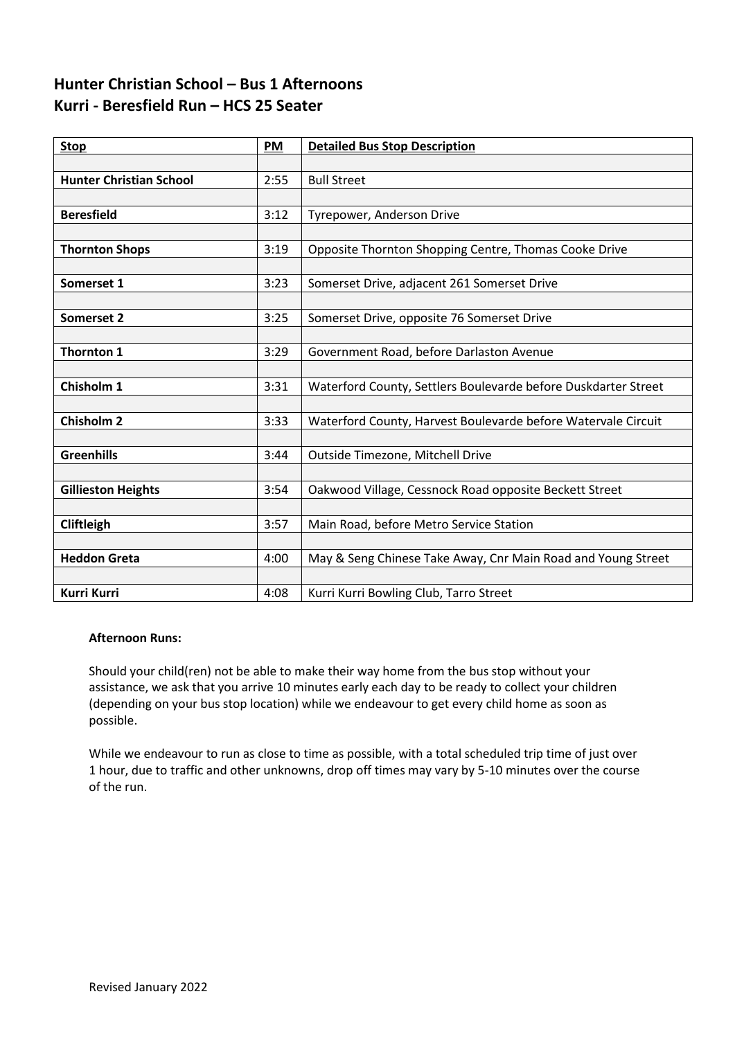## Hunter Christian School – Bus 1 Afternoons
## Kurri - Beresfield Run – HCS 25 Seater

| Stop | PM | Detailed Bus Stop Description |
|---|---|---|
| **Hunter Christian School** | 2:55 | Bull Street |
| **Beresfield** | 3:12 | Tyrepower, Anderson Drive |
| **Thornton Shops** | 3:19 | Opposite Thornton Shopping Centre, Thomas Cooke Drive |
| **Somerset 1** | 3:23 | Somerset Drive, adjacent 261 Somerset Drive |
| **Somerset 2** | 3:25 | Somerset Drive, opposite 76 Somerset Drive |
| **Thornton 1** | 3:29 | Government Road, before Darlaston Avenue |
| **Chisholm 1** | 3:31 | Waterford County, Settlers Boulevarde before Duskdarter Street |
| **Chisholm 2** | 3:33 | Waterford County, Harvest Boulevarde before Watervale Circuit |
| **Greenhills** | 3:44 | Outside Timezone, Mitchell Drive |
| **Gillieston Heights** | 3:54 | Oakwood Village, Cessnock Road opposite Beckett Street |
| **Cliftleigh** | 3:57 | Main Road, before Metro Service Station |
| **Heddon Greta** | 4:00 | May & Seng Chinese Take Away, Cnr Main Road and Young Street |
| **Kurri Kurri** | 4:08 | Kurri Kurri Bowling Club, Tarro Street |

**Afternoon Runs:**

Should your child(ren) not be able to make their way home from the bus stop without your assistance, we ask that you arrive 10 minutes early each day to be ready to collect your children (depending on your bus stop location) while we endeavour to get every child home as soon as possible.

While we endeavour to run as close to time as possible, with a total scheduled trip time of just over 1 hour, due to traffic and other unknowns, drop off times may vary by 5-10 minutes over the course of the run.

Revised January 2022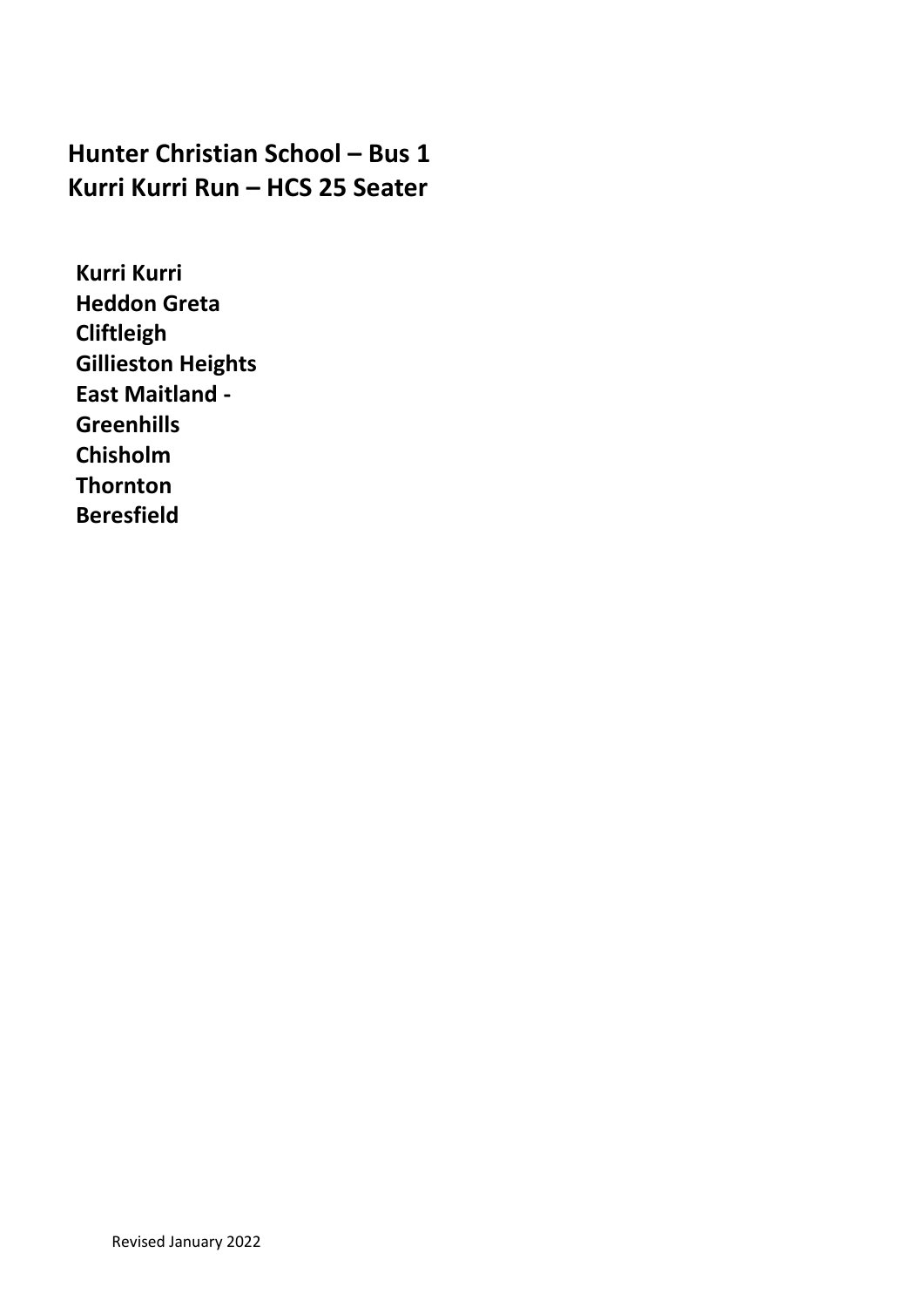## Hunter Christian School – Bus 1
## Kurri Kurri Run – HCS 25 Seater

**Kurri Kurri**
**Heddon Greta**
**Cliftleigh**
**Gillieston Heights**
**East Maitland -**
**Greenhills**
**Chisholm**
**Thornton**
**Beresfield**

Revised January 2022